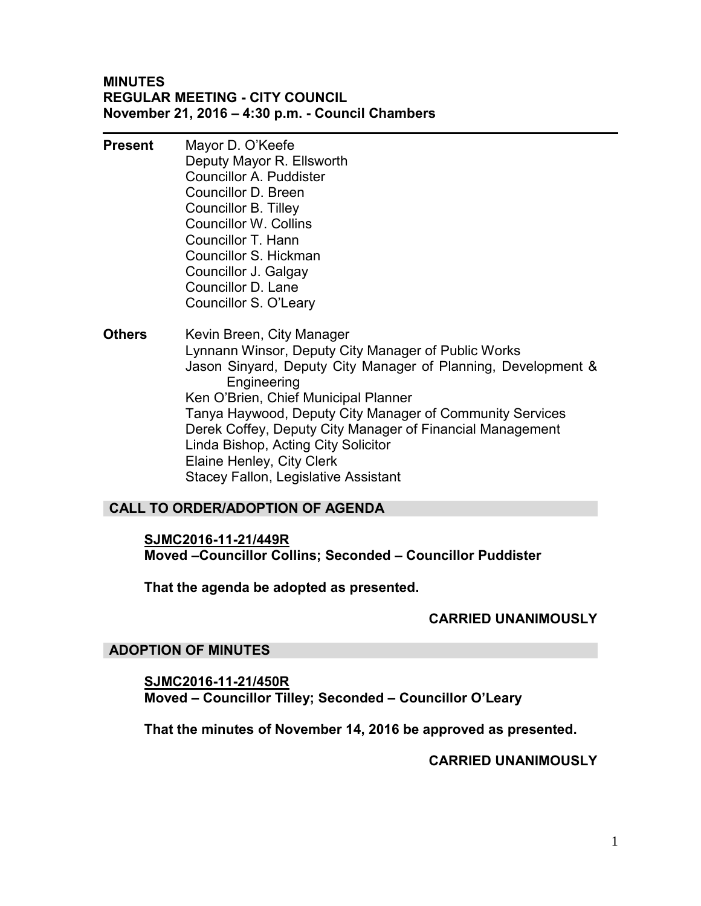**MINUTES**
**REGULAR MEETING - CITY COUNCIL**
**November 21, 2016 – 4:30 p.m. - Council Chambers**

---

**Present**

Mayor D. O'Keefe
Deputy Mayor R. Ellsworth
Councillor A. Puddister
Councillor D. Breen
Councillor B. Tilley
Councillor W. Collins
Councillor T. Hann
Councillor S. Hickman
Councillor J. Galgay
Councillor D. Lane
Councillor S. O'Leary

**Others**

Kevin Breen, City Manager
Lynnann Winsor, Deputy City Manager of Public Works
Jason Sinyard, Deputy City Manager of Planning, Development & Engineering
Ken O'Brien, Chief Municipal Planner
Tanya Haywood, Deputy City Manager of Community Services
Derek Coffey, Deputy City Manager of Financial Management
Linda Bishop, Acting City Solicitor
Elaine Henley, City Clerk
Stacey Fallon, Legislative Assistant

## CALL TO ORDER/ADOPTION OF AGENDA

**SJMC2016-11-21/449R**
**Moved –Councillor Collins; Seconded – Councillor Puddister**

**That the agenda be adopted as presented.**

**CARRIED UNANIMOUSLY**

## ADOPTION OF MINUTES

**SJMC2016-11-21/450R**
**Moved – Councillor Tilley; Seconded – Councillor O'Leary**

**That the minutes of November 14, 2016 be approved as presented.**

**CARRIED UNANIMOUSLY**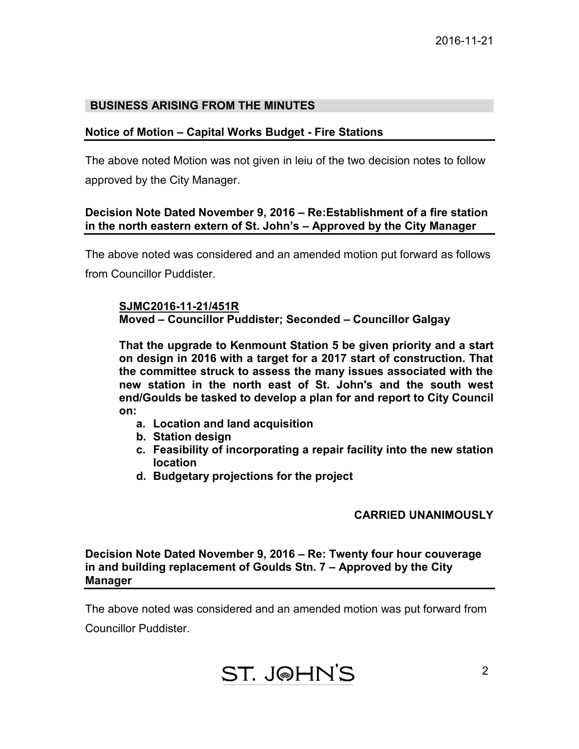## BUSINESS ARISING FROM THE MINUTES

### Notice of Motion – Capital Works Budget - Fire Stations

The above noted Motion was not given in leiu of the two decision notes to follow approved by the City Manager.

### Decision Note Dated November 9, 2016 – Re:Establishment of a fire station in the north eastern extern of St. John's – Approved by the City Manager

The above noted was considered and an amended motion put forward as follows from Councillor Puddister.

> **SJMC2016-11-21/451R**
> **Moved – Councillor Puddister; Seconded – Councillor Galgay**
>
> **That the upgrade to Kenmount Station 5 be given priority and a start on design in 2016 with a target for a 2017 start of construction. That the committee struck to assess the many issues associated with the new station in the north east of St. John's and the south west end/Goulds be tasked to develop a plan for and report to City Council on:**
>
> **a. Location and land acquisition**
> **b. Station design**
> **c. Feasibility of incorporating a repair facility into the new station location**
> **d. Budgetary projections for the project**

**CARRIED UNANIMOUSLY**

### Decision Note Dated November 9, 2016 – Re: Twenty four hour couverage in and building replacement of Goulds Stn. 7 – Approved by the City Manager

The above noted was considered and an amended motion was put forward from Councillor Puddister.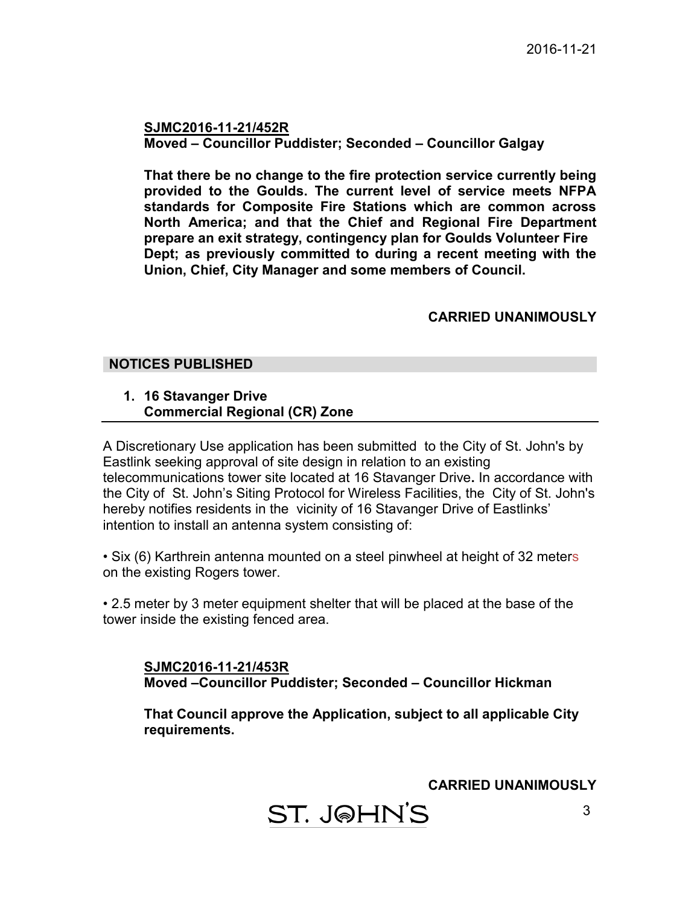**SJMC2016-11-21/452R**
**Moved – Councillor Puddister; Seconded – Councillor Galgay**

**That there be no change to the fire protection service currently being provided to the Goulds. The current level of service meets NFPA standards for Composite Fire Stations which are common across North America; and that the Chief and Regional Fire Department prepare an exit strategy, contingency plan for Goulds Volunteer Fire Dept; as previously committed to during a recent meeting with the Union, Chief, City Manager and some members of Council.**

**CARRIED UNANIMOUSLY**

## NOTICES PUBLISHED

1. **16 Stavanger Drive**
   **Commercial Regional (CR) Zone**

A Discretionary Use application has been submitted to the City of St. John's by Eastlink seeking approval of site design in relation to an existing telecommunications tower site located at 16 Stavanger Drive**.** In accordance with the City of St. John's Siting Protocol for Wireless Facilities, the City of St. John's hereby notifies residents in the vicinity of 16 Stavanger Drive of Eastlinks' intention to install an antenna system consisting of:

• Six (6) Karthrein antenna mounted on a steel pinwheel at height of 32 meters on the existing Rogers tower.

• 2.5 meter by 3 meter equipment shelter that will be placed at the base of the tower inside the existing fenced area.

**SJMC2016-11-21/453R**
**Moved –Councillor Puddister; Seconded – Councillor Hickman**

**That Council approve the Application, subject to all applicable City requirements.**

**CARRIED UNANIMOUSLY**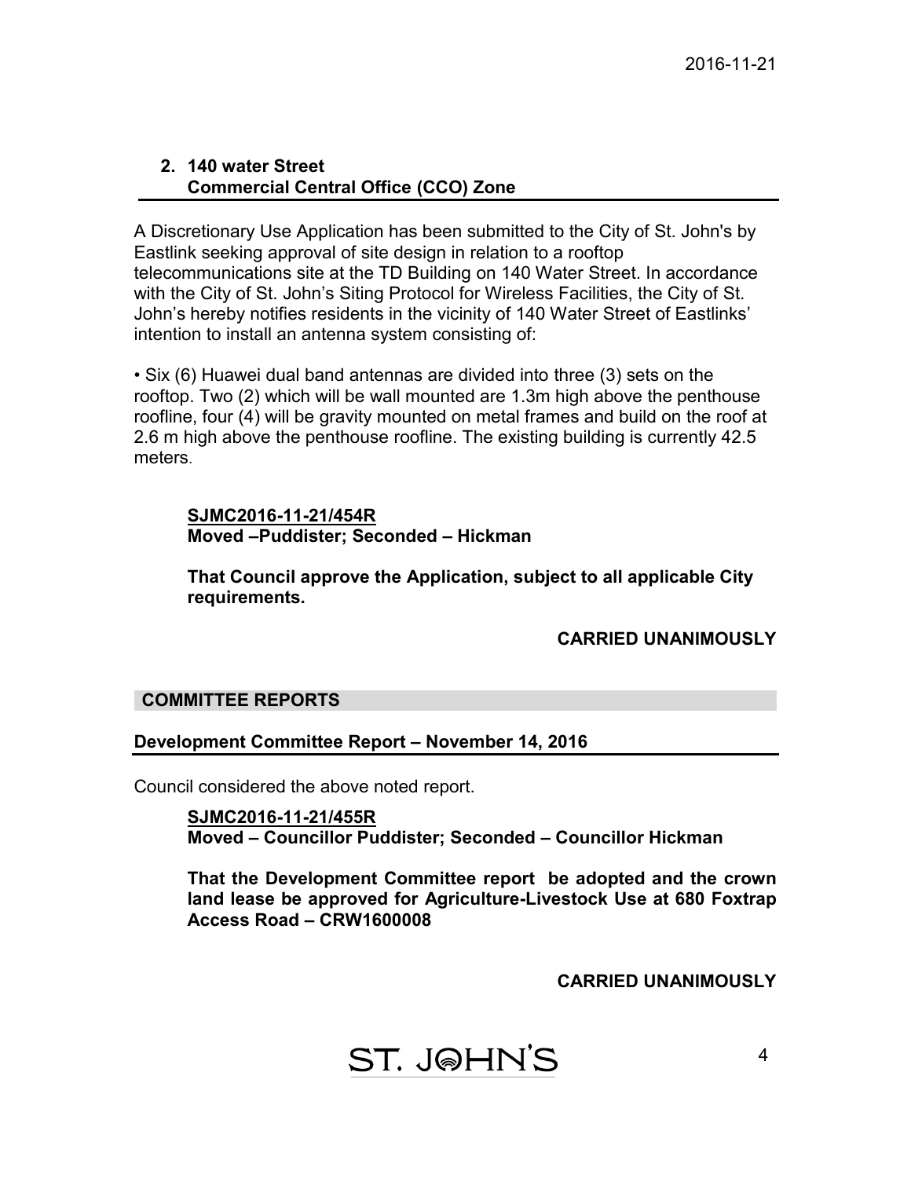## 2. 140 water Street
## Commercial Central Office (CCO) Zone

A Discretionary Use Application has been submitted to the City of St. John's by Eastlink seeking approval of site design in relation to a rooftop telecommunications site at the TD Building on 140 Water Street. In accordance with the City of St. John's Siting Protocol for Wireless Facilities, the City of St. John's hereby notifies residents in the vicinity of 140 Water Street of Eastlinks' intention to install an antenna system consisting of:

• Six (6) Huawei dual band antennas are divided into three (3) sets on the rooftop. Two (2) which will be wall mounted are 1.3m high above the penthouse roofline, four (4) will be gravity mounted on metal frames and build on the roof at 2.6 m high above the penthouse roofline. The existing building is currently 42.5 meters.

> **SJMC2016-11-21/454R**
> **Moved –Puddister; Seconded – Hickman**
>
> **That Council approve the Application, subject to all applicable City requirements.**

**CARRIED UNANIMOUSLY**

## COMMITTEE REPORTS

### Development Committee Report – November 14, 2016

Council considered the above noted report.

> **SJMC2016-11-21/455R**
> **Moved – Councillor Puddister; Seconded – Councillor Hickman**
>
> **That the Development Committee report be adopted and the crown land lease be approved for Agriculture-Livestock Use at 680 Foxtrap Access Road – CRW1600008**

**CARRIED UNANIMOUSLY**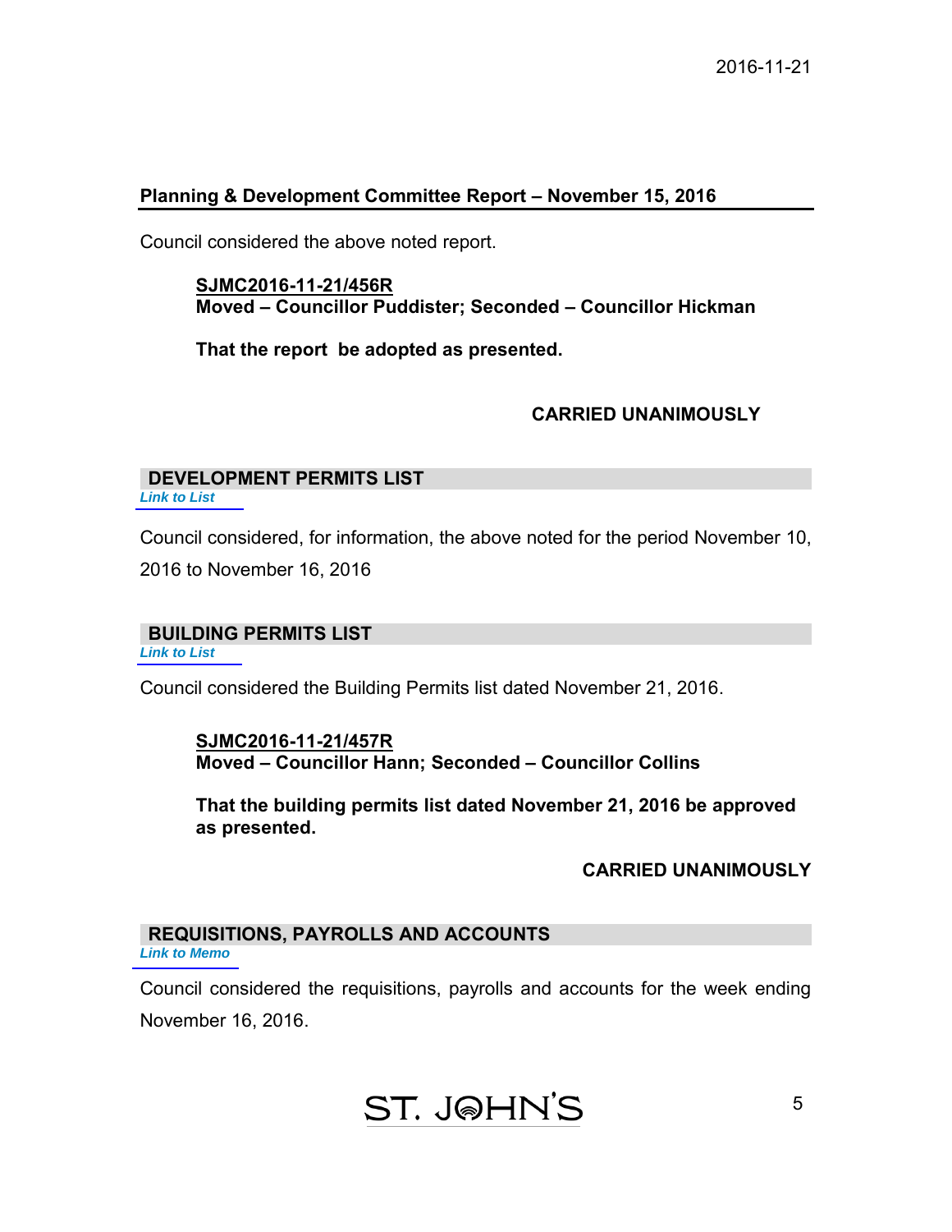## Planning & Development Committee Report – November 15, 2016

Council considered the above noted report.

> **SJMC2016-11-21/456R**
> **Moved – Councillor Puddister; Seconded – Councillor Hickman**
>
> **That the report be adopted as presented.**
>
> **CARRIED UNANIMOUSLY**

## DEVELOPMENT PERMITS LIST

*Link to List*

Council considered, for information, the above noted for the period November 10, 2016 to November 16, 2016

## BUILDING PERMITS LIST

*Link to List*

Council considered the Building Permits list dated November 21, 2016.

> **SJMC2016-11-21/457R**
> **Moved – Councillor Hann; Seconded – Councillor Collins**
>
> **That the building permits list dated November 21, 2016 be approved as presented.**
>
> **CARRIED UNANIMOUSLY**

## REQUISITIONS, PAYROLLS AND ACCOUNTS

*Link to Memo*

Council considered the requisitions, payrolls and accounts for the week ending November 16, 2016.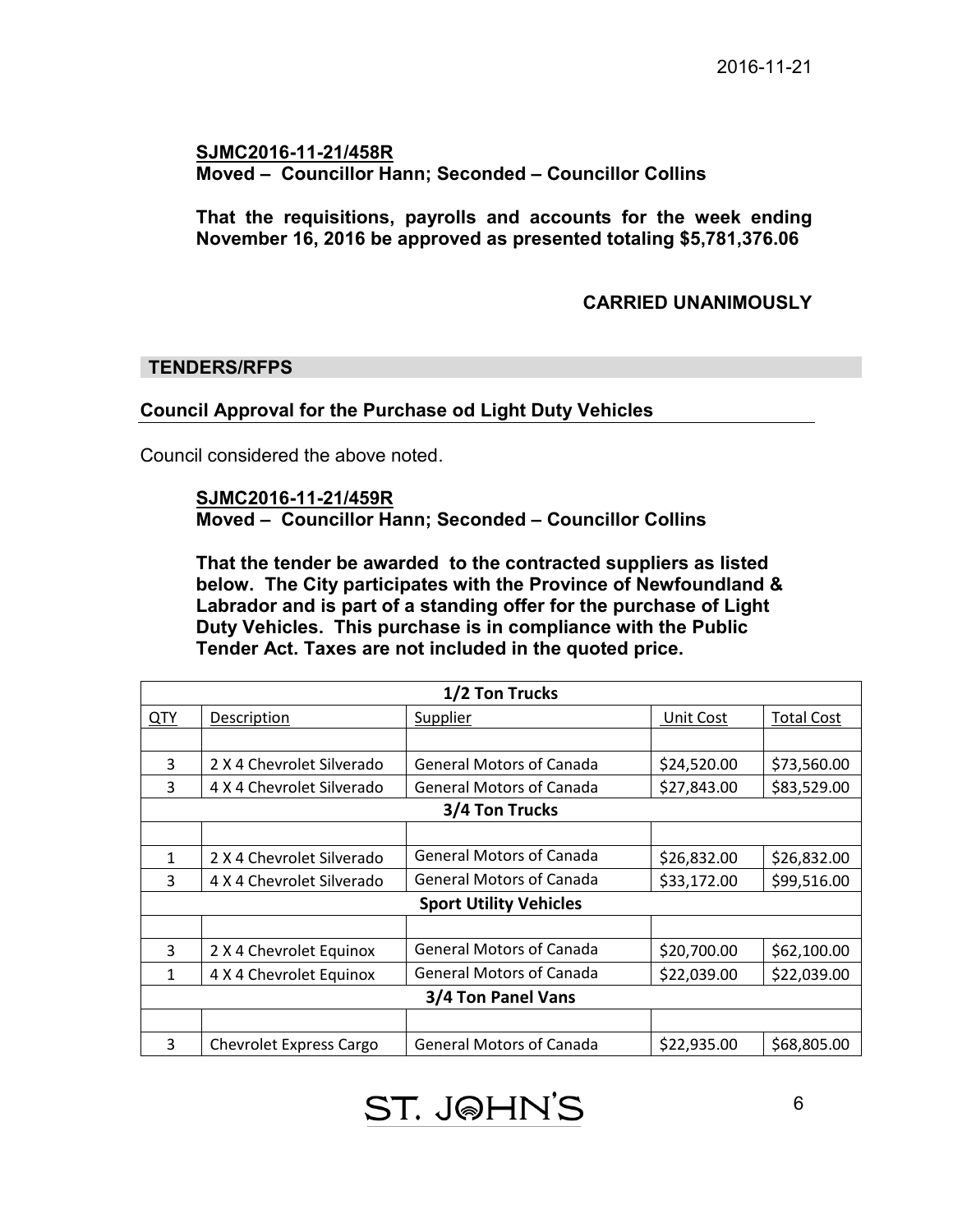2016-11-21

**SJMC2016-11-21/458R**
**Moved – Councillor Hann; Seconded – Councillor Collins**

**That the requisitions, payrolls and accounts for the week ending November 16, 2016 be approved as presented totaling $5,781,376.06**

**CARRIED UNANIMOUSLY**

## TENDERS/RFPS

### Council Approval for the Purchase od Light Duty Vehicles

Council considered the above noted.

**SJMC2016-11-21/459R**
**Moved – Councillor Hann; Seconded – Councillor Collins**

**That the tender be awarded to the contracted suppliers as listed below. The City participates with the Province of Newfoundland & Labrador and is part of a standing offer for the purchase of Light Duty Vehicles. This purchase is in compliance with the Public Tender Act. Taxes are not included in the quoted price.**

| 1/2 Ton Trucks | | | | |
|---|---|---|---|---|
| QTY | Description | Supplier | Unit Cost | Total Cost |
| | | | | |
| 3 | 2 X 4 Chevrolet Silverado | General Motors of Canada | $24,520.00 | $73,560.00 |
| 3 | 4 X 4 Chevrolet Silverado | General Motors of Canada | $27,843.00 | $83,529.00 |
| **3/4 Ton Trucks** | | | | |
| | | | | |
| 1 | 2 X 4 Chevrolet Silverado | General Motors of Canada | $26,832.00 | $26,832.00 |
| 3 | 4 X 4 Chevrolet Silverado | General Motors of Canada | $33,172.00 | $99,516.00 |
| **Sport Utility Vehicles** | | | | |
| | | | | |
| 3 | 2 X 4 Chevrolet Equinox | General Motors of Canada | $20,700.00 | $62,100.00 |
| 1 | 4 X 4 Chevrolet Equinox | General Motors of Canada | $22,039.00 | $22,039.00 |
| **3/4 Ton Panel Vans** | | | | |
| | | | | |
| 3 | Chevrolet Express Cargo | General Motors of Canada | $22,935.00 | $68,805.00 |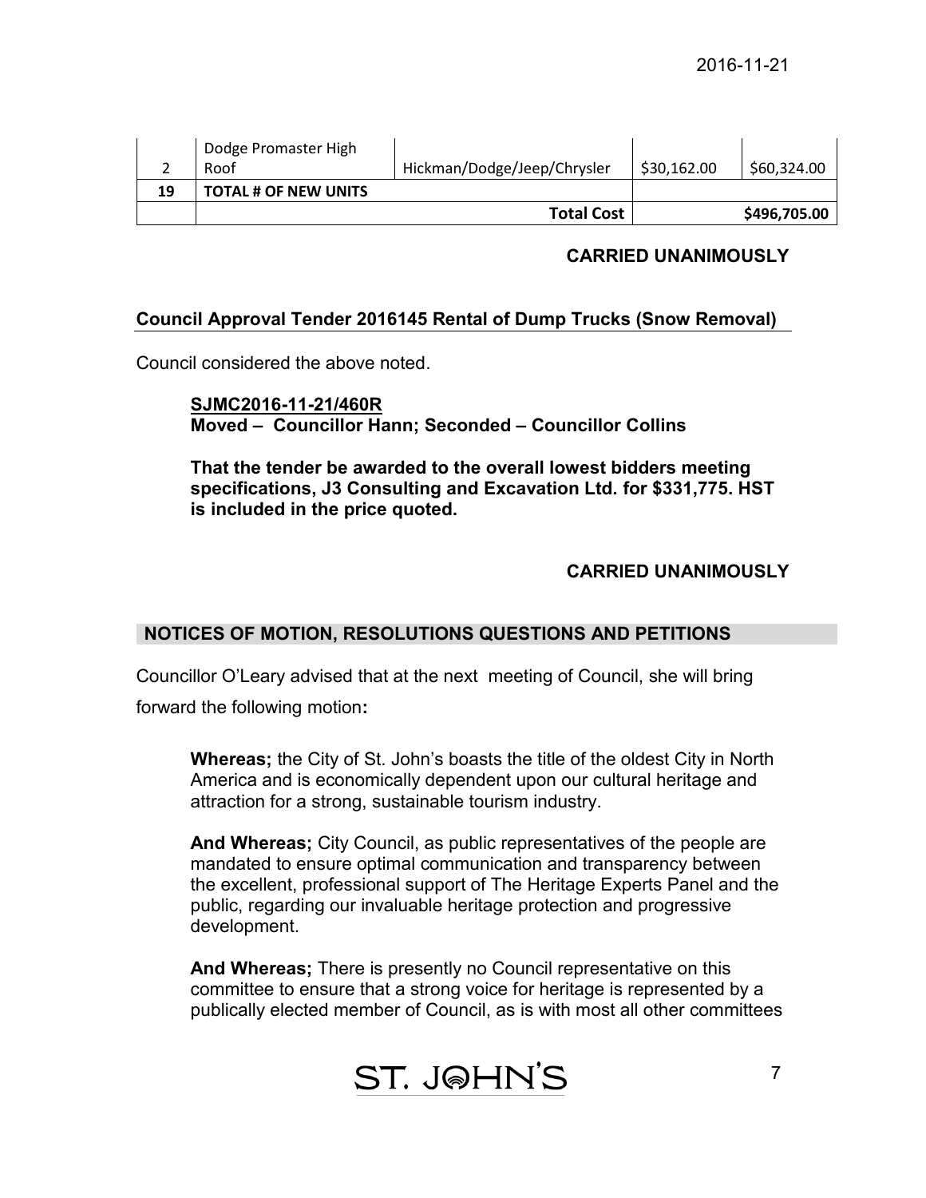| | | | | |
|---|---|---|---|---|
| 2 | Dodge Promaster High Roof | Hickman/Dodge/Jeep/Chrysler | $30,162.00 | $60,324.00 |
| **19** | **TOTAL # OF NEW UNITS** | | | |
| | | **Total Cost** | | **$496,705.00** |

**CARRIED UNANIMOUSLY**

## Council Approval Tender 2016145 Rental of Dump Trucks (Snow Removal)

Council considered the above noted.

**SJMC2016-11-21/460R**
**Moved – Councillor Hann; Seconded – Councillor Collins**

**That the tender be awarded to the overall lowest bidders meeting specifications, J3 Consulting and Excavation Ltd. for $331,775. HST is included in the price quoted.**

**CARRIED UNANIMOUSLY**

## NOTICES OF MOTION, RESOLUTIONS QUESTIONS AND PETITIONS

Councillor O'Leary advised that at the next meeting of Council, she will bring forward the following motion**:**

**Whereas;** the City of St. John's boasts the title of the oldest City in North America and is economically dependent upon our cultural heritage and attraction for a strong, sustainable tourism industry.

**And Whereas;** City Council, as public representatives of the people are mandated to ensure optimal communication and transparency between the excellent, professional support of The Heritage Experts Panel and the public, regarding our invaluable heritage protection and progressive development.

**And Whereas;** There is presently no Council representative on this committee to ensure that a strong voice for heritage is represented by a publically elected member of Council, as is with most all other committees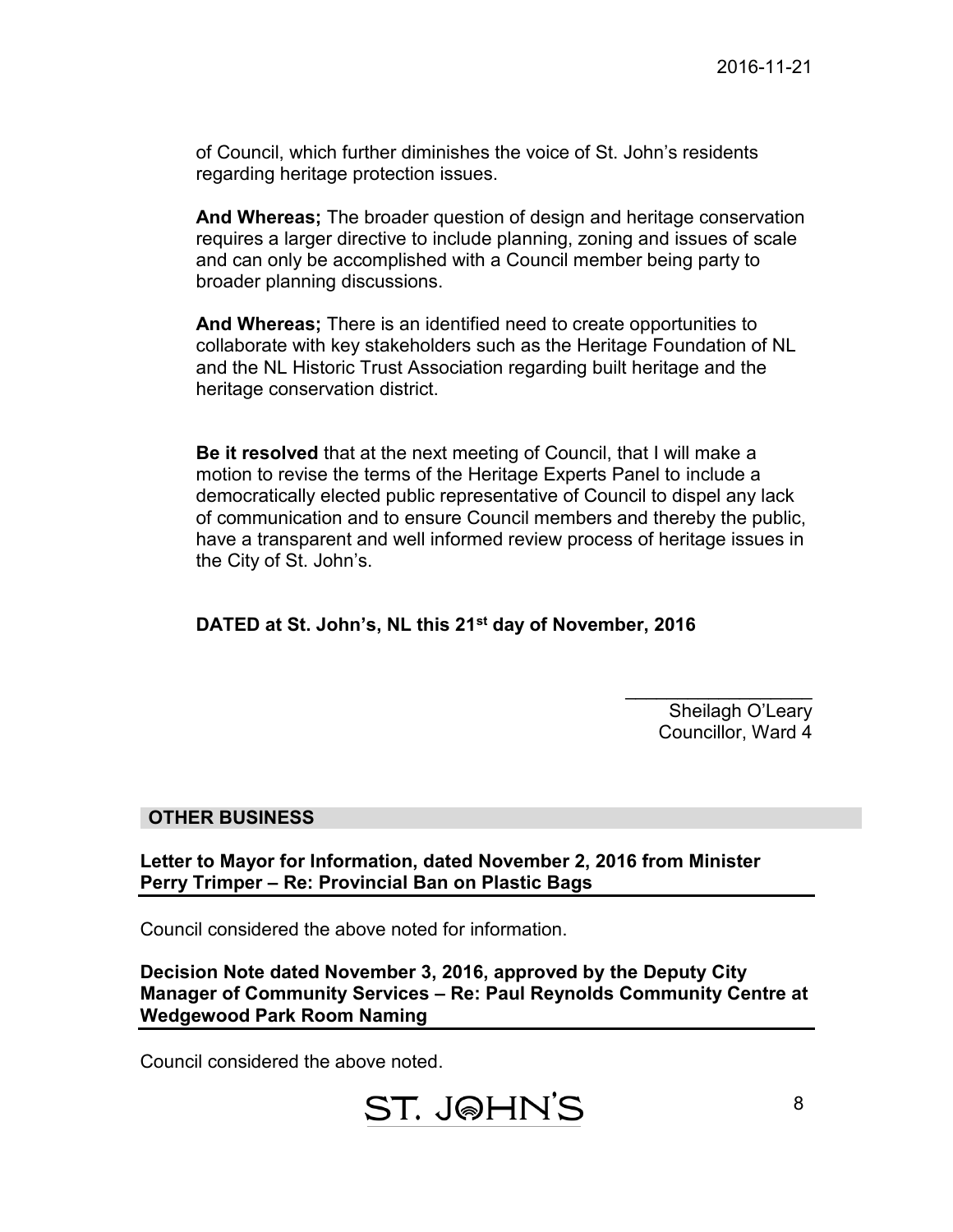of Council, which further diminishes the voice of St. John's residents regarding heritage protection issues.

**And Whereas;** The broader question of design and heritage conservation requires a larger directive to include planning, zoning and issues of scale and can only be accomplished with a Council member being party to broader planning discussions.

**And Whereas;** There is an identified need to create opportunities to collaborate with key stakeholders such as the Heritage Foundation of NL and the NL Historic Trust Association regarding built heritage and the heritage conservation district.

**Be it resolved** that at the next meeting of Council, that I will make a motion to revise the terms of the Heritage Experts Panel to include a democratically elected public representative of Council to dispel any lack of communication and to ensure Council members and thereby the public, have a transparent and well informed review process of heritage issues in the City of St. John's.

**DATED at St. John's, NL this 21st day of November, 2016**

\_\_\_\_\_\_\_\_\_\_\_\_\_\_\_\_\_\_
Sheilagh O'Leary
Councillor, Ward 4

## OTHER BUSINESS

**Letter to Mayor for Information, dated November 2, 2016 from Minister Perry Trimper – Re: Provincial Ban on Plastic Bags**

Council considered the above noted for information.

**Decision Note dated November 3, 2016, approved by the Deputy City Manager of Community Services – Re: Paul Reynolds Community Centre at Wedgewood Park Room Naming**

Council considered the above noted.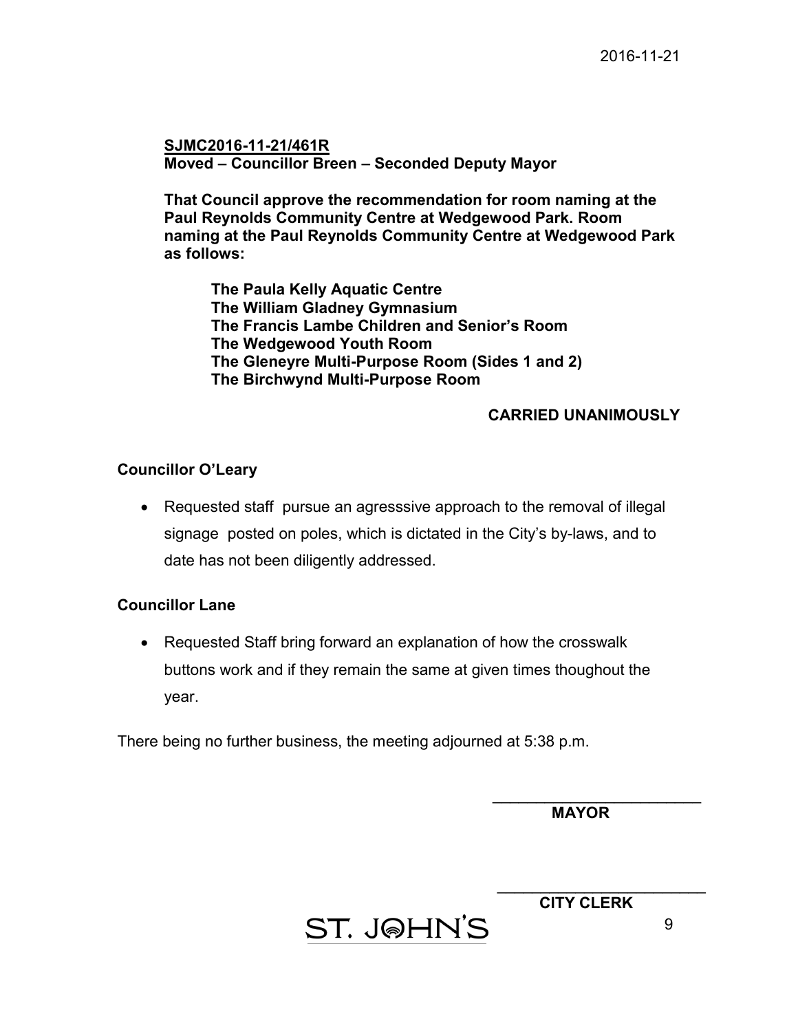**SJMC2016-11-21/461R**
**Moved – Councillor Breen – Seconded Deputy Mayor**

**That Council approve the recommendation for room naming at the Paul Reynolds Community Centre at Wedgewood Park. Room naming at the Paul Reynolds Community Centre at Wedgewood Park as follows:**

**The Paula Kelly Aquatic Centre**
**The William Gladney Gymnasium**
**The Francis Lambe Children and Senior's Room**
**The Wedgewood Youth Room**
**The Gleneyre Multi-Purpose Room (Sides 1 and 2)**
**The Birchwynd Multi-Purpose Room**

**CARRIED UNANIMOUSLY**

**Councillor O'Leary**

- Requested staff pursue an agresssive approach to the removal of illegal signage posted on poles, which is dictated in the City's by-laws, and to date has not been diligently addressed.

**Councillor Lane**

- Requested Staff bring forward an explanation of how the crosswalk buttons work and if they remain the same at given times thoughout the year.

There being no further business, the meeting adjourned at 5:38 p.m.

\_\_\_\_\_\_\_\_\_\_\_\_\_\_\_\_\_\_\_\_\_\_\_\_\_
**MAYOR**

\_\_\_\_\_\_\_\_\_\_\_\_\_\_\_\_\_\_\_\_\_\_\_\_\_
**CITY CLERK**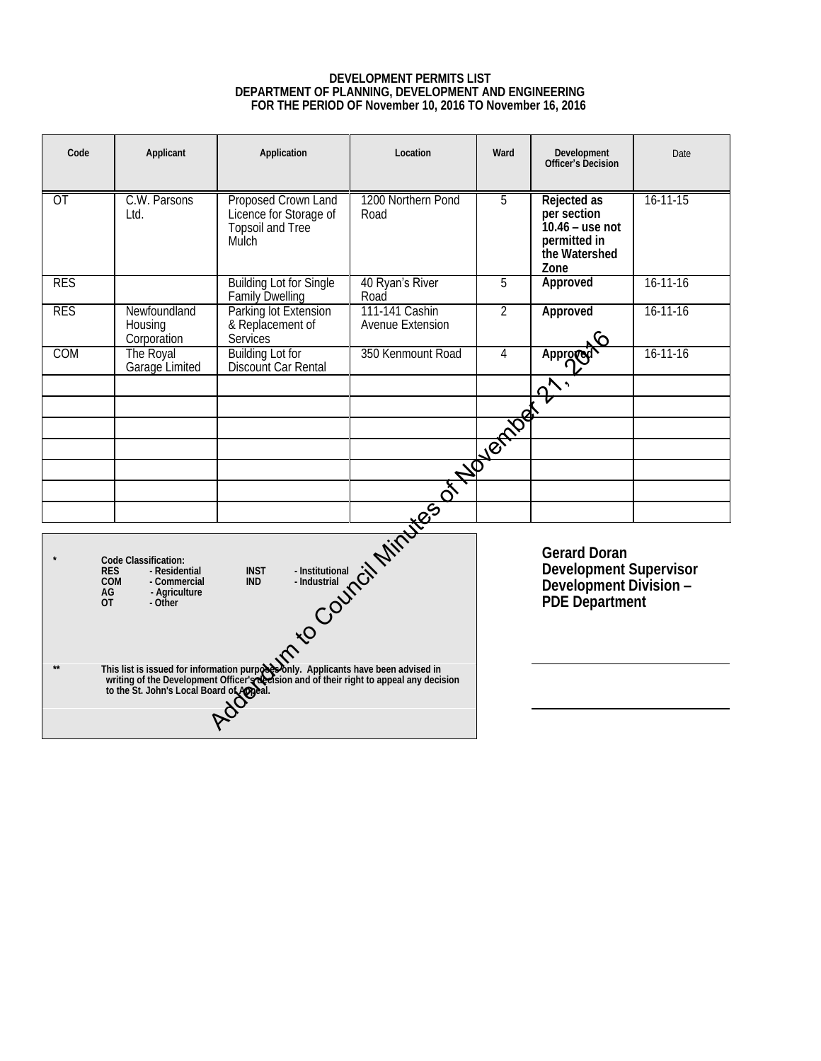**DEVELOPMENT PERMITS LIST**
**DEPARTMENT OF PLANNING, DEVELOPMENT AND ENGINEERING**
**FOR THE PERIOD OF November 10, 2016 TO November 16, 2016**

| Code | Applicant | Application | Location | Ward | Development Officer's Decision | Date |
|---|---|---|---|---|---|---|
| OT | C.W. Parsons Ltd. | Proposed Crown Land Licence for Storage of Topsoil and Tree Mulch | 1200 Northern Pond Road | 5 | **Rejected as per section 10.46 – use not permitted in the Watershed Zone** | 16-11-15 |
| RES | | Building Lot for Single Family Dwelling | 40 Ryan's River Road | 5 | **Approved** | 16-11-16 |
| RES | Newfoundland Housing Corporation | Parking lot Extension & Replacement of Services | 111-141 Cashin Avenue Extension | 2 | **Approved** | 16-11-16 |
| COM | The Royal Garage Limited | Building Lot for Discount Car Rental | 350 Kenmount Road | 4 | **Approved** | 16-11-16 |
| | | | | | | |
| | | | | | | |
| | | | | | | |
| | | | | | | |
| | | | | | | |
| | | | | | | |
| | | | | | | |

\* **Code Classification:**
**RES** - Residential
**COM** - Commercial
**AG** - Agriculture
**OT** - Other
**INST** - Institutional
**IND** - Industrial

\*\* **This list is issued for information purposes only. Applicants have been advised in writing of the Development Officer's decision and of their right to appeal any decision to the St. John's Local Board of Appeal.**

**Gerard Doran**
**Development Supervisor**
**Development Division –**
**PDE Department**

Addendum to Council Minutes of November 21, 2016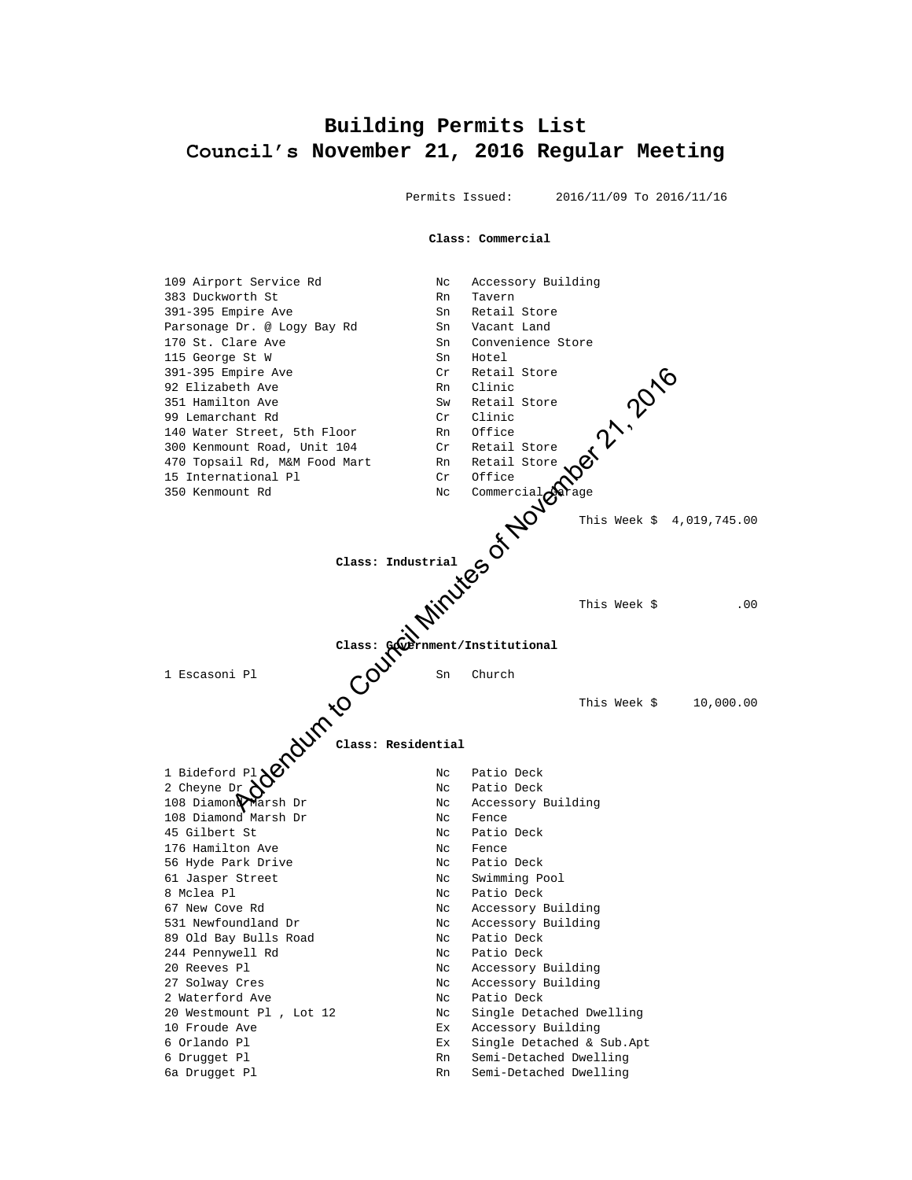# Building Permits List
# Council's November 21, 2016 Regular Meeting

Permits Issued: 2016/11/09 To 2016/11/16

**Class: Commercial**

| Address | Code | Type |
|---|---|---|
| 109 Airport Service Rd | Nc | Accessory Building |
| 383 Duckworth St | Rn | Tavern |
| 391-395 Empire Ave | Sn | Retail Store |
| Parsonage Dr. @ Logy Bay Rd | Sn | Vacant Land |
| 170 St. Clare Ave | Sn | Convenience Store |
| 115 George St W | Sn | Hotel |
| 391-395 Empire Ave | Cr | Retail Store |
| 92 Elizabeth Ave | Rn | Clinic |
| 351 Hamilton Ave | Sw | Retail Store |
| 99 Lemarchant Rd | Cr | Clinic |
| 140 Water Street, 5th Floor | Rn | Office |
| 300 Kenmount Road, Unit 104 | Cr | Retail Store |
| 470 Topsail Rd, M&M Food Mart | Rn | Retail Store |
| 15 International Pl | Cr | Office |
| 350 Kenmount Rd | Nc | Commercial Garage |

This Week $ 4,019,745.00

**Class: Industrial**

This Week $ .00

**Class: Government/Institutional**

| Address | Code | Type |
|---|---|---|
| 1 Escasoni Pl | Sn | Church |

This Week $ 10,000.00

**Class: Residential**

| Address | Code | Type |
|---|---|---|
| 1 Bideford Pl | Nc | Patio Deck |
| 2 Cheyne Dr | Nc | Patio Deck |
| 108 Diamond Marsh Dr | Nc | Accessory Building |
| 108 Diamond Marsh Dr | Nc | Fence |
| 45 Gilbert St | Nc | Patio Deck |
| 176 Hamilton Ave | Nc | Fence |
| 56 Hyde Park Drive | Nc | Patio Deck |
| 61 Jasper Street | Nc | Swimming Pool |
| 8 Mclea Pl | Nc | Patio Deck |
| 67 New Cove Rd | Nc | Accessory Building |
| 531 Newfoundland Dr | Nc | Accessory Building |
| 89 Old Bay Bulls Road | Nc | Patio Deck |
| 244 Pennywell Rd | Nc | Patio Deck |
| 20 Reeves Pl | Nc | Accessory Building |
| 27 Solway Cres | Nc | Accessory Building |
| 2 Waterford Ave | Nc | Patio Deck |
| 20 Westmount Pl , Lot 12 | Nc | Single Detached Dwelling |
| 10 Froude Ave | Ex | Accessory Building |
| 6 Orlando Pl | Ex | Single Detached & Sub.Apt |
| 6 Drugget Pl | Rn | Semi-Detached Dwelling |
| 6a Drugget Pl | Rn | Semi-Detached Dwelling |

Addendum to Council Minutes of November 21, 2016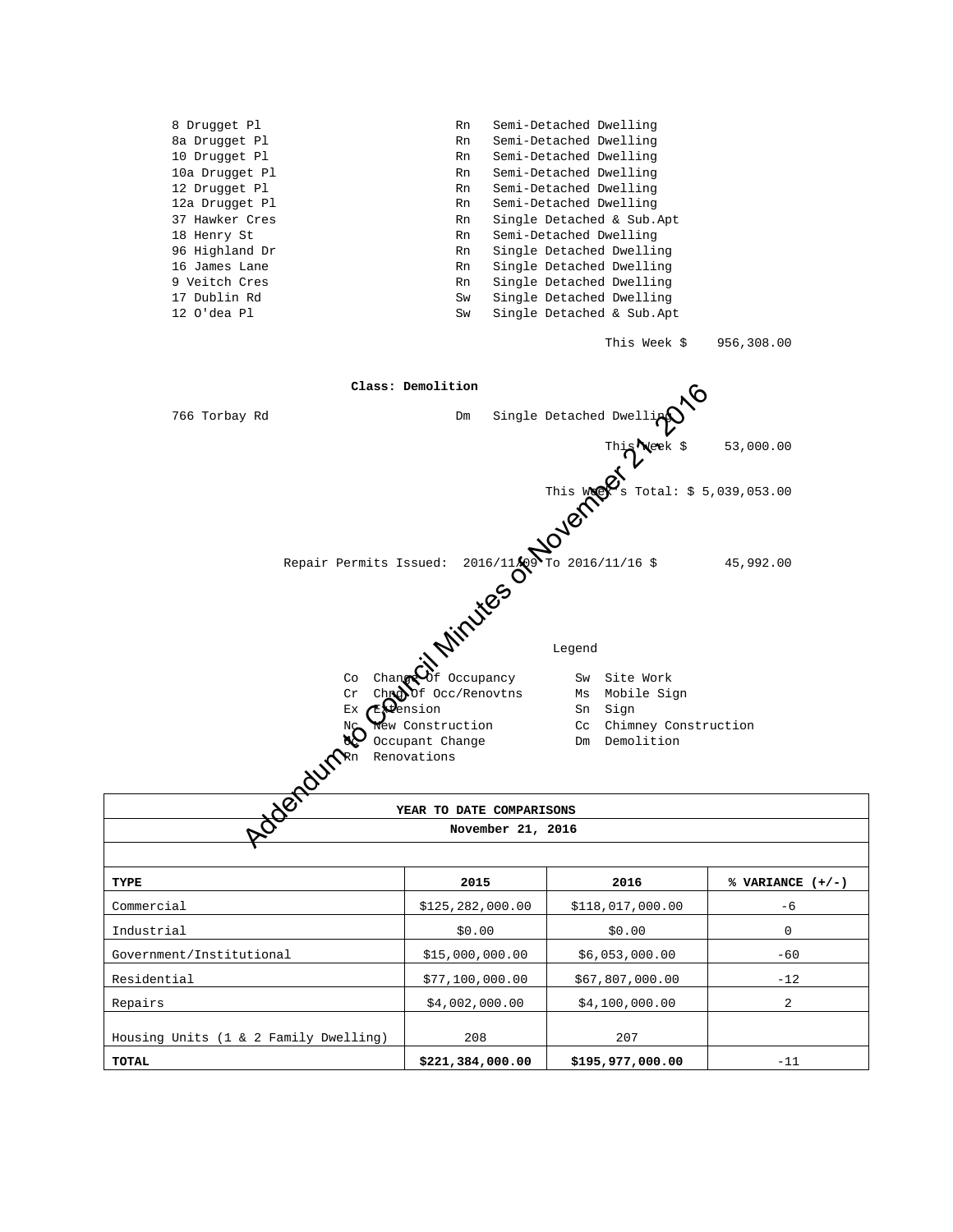| | | |
|---|---|---|
| 8 Drugget Pl | Rn | Semi-Detached Dwelling |
| 8a Drugget Pl | Rn | Semi-Detached Dwelling |
| 10 Drugget Pl | Rn | Semi-Detached Dwelling |
| 10a Drugget Pl | Rn | Semi-Detached Dwelling |
| 12 Drugget Pl | Rn | Semi-Detached Dwelling |
| 12a Drugget Pl | Rn | Semi-Detached Dwelling |
| 37 Hawker Cres | Rn | Single Detached & Sub.Apt |
| 18 Henry St | Rn | Semi-Detached Dwelling |
| 96 Highland Dr | Rn | Single Detached Dwelling |
| 16 James Lane | Rn | Single Detached Dwelling |
| 9 Veitch Cres | Rn | Single Detached Dwelling |
| 17 Dublin Rd | Sw | Single Detached Dwelling |
| 12 O'dea Pl | Sw | Single Detached & Sub.Apt |

This Week $ 956,308.00

**Class: Demolition**

| | | |
|---|---|---|
| 766 Torbay Rd | Dm | Single Detached Dwelling |

This Week $ 53,000.00

This Week's Total: $ 5,039,053.00

Repair Permits Issued: 2016/11/09 To 2016/11/16 $ 45,992.00

Legend

| | | | |
|---|---|---|---|
| Co | Change Of Occupancy | Sw | Site Work |
| Cr | Chng Of Occ/Renovtns | Ms | Mobile Sign |
| Ex | Extension | Sn | Sign |
| Nc | New Construction | Cc | Chimney Construction |
| Oc | Occupant Change | Dm | Demolition |
| Rn | Renovations | | |

Addendum to Council Minutes of November 21, 2016

**YEAR TO DATE COMPARISONS**

**November 21, 2016**

| TYPE | 2015 | 2016 | % VARIANCE (+/-) |
|---|---|---|---|
| Commercial | $125,282,000.00 | $118,017,000.00 | -6 |
| Industrial | $0.00 | $0.00 | 0 |
| Government/Institutional | $15,000,000.00 | $6,053,000.00 | -60 |
| Residential | $77,100,000.00 | $67,807,000.00 | -12 |
| Repairs | $4,002,000.00 | $4,100,000.00 | 2 |
| Housing Units (1 & 2 Family Dwelling) | 208 | 207 | |
| **TOTAL** | **$221,384,000.00** | **$195,977,000.00** | -11 |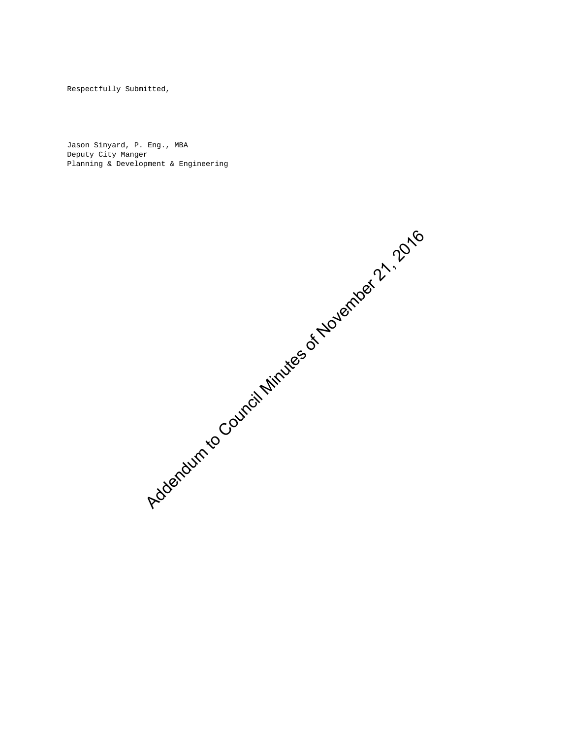Respectfully Submitted,

Jason Sinyard, P. Eng., MBA
Deputy City Manger
Planning & Development & Engineering

Addendum to Council Minutes of November 21, 2016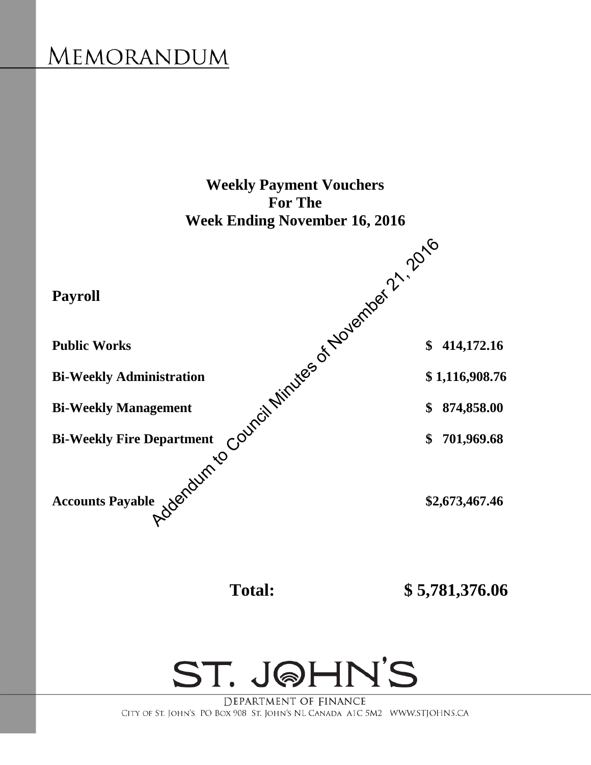# MEMORANDUM

**Weekly Payment Vouchers**
**For The**
**Week Ending November 16, 2016**

Addendum to Council Minutes of November 21, 2016

## Payroll

| | |
|---|---|
| **Public Works** | **$ 414,172.16** |
| **Bi-Weekly Administration** | **$ 1,116,908.76** |
| **Bi-Weekly Management** | **$ 874,858.00** |
| **Bi-Weekly Fire Department** | **$ 701,969.68** |
| **Accounts Payable** | **$2,673,467.46** |
| **Total:** | **$ 5,781,376.06** |

ST. JOHN'S

DEPARTMENT OF FINANCE

CITY OF ST. JOHN'S PO BOX 908 ST. JOHN'S NL CANADA A1C 5M2 WWW.STJOHNS.CA